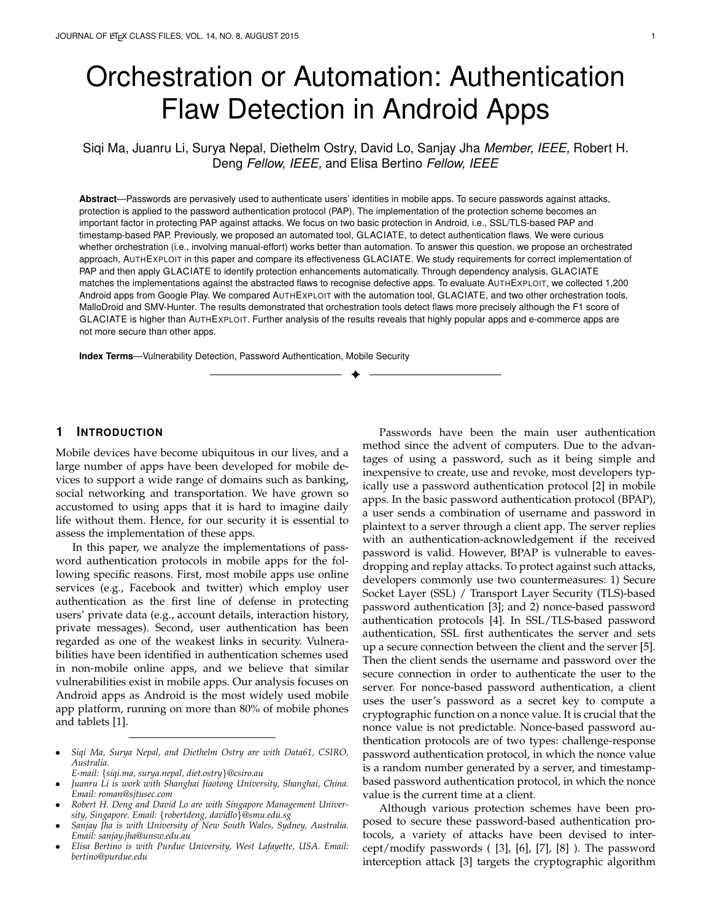# Orchestration or Automation: Authentication Flaw Detection in Android Apps

Siqi Ma, Juanru Li, Surya Nepal, Diethelm Ostry, David Lo, Sanjay Jha *Member, IEEE,* Robert H. Deng *Fellow, IEEE,* and Elisa Bertino *Fellow, IEEE*

**Abstract**—Passwords are pervasively used to authenticate users' identities in mobile apps. To secure passwords against attacks, protection is applied to the password authentication protocol (PAP). The implementation of the protection scheme becomes an important factor in protecting PAP against attacks. We focus on two basic protection in Android, i.e., SSL/TLS-based PAP and timestamp-based PAP. Previously, we proposed an automated tool, GLACIATE, to detect authentication flaws. We were curious whether orchestration (i.e., involving manual-effort) works better than automation. To answer this question, we propose an orchestrated approach, AUTHEXPLOIT in this paper and compare its effectiveness GLACIATE. We study requirements for correct implementation of PAP and then apply GLACIATE to identify protection enhancements automatically. Through dependency analysis, GLACIATE matches the implementations against the abstracted flaws to recognise defective apps. To evaluate AUTHEXPLOIT, we collected 1,200 Android apps from Google Play. We compared AUTHEXPLOIT with the automation tool, GLACIATE, and two other orchestration tools, MalloDroid and SMV-Hunter. The results demonstrated that orchestration tools detect flaws more precisely although the F1 score of GLACIATE is higher than AUTHEXPLOIT. Further analysis of the results reveals that highly popular apps and e-commerce apps are not more secure than other apps.

**Index Terms**—Vulnerability Detection, Password Authentication, Mobile Security

## 1 INTRODUCTION

Mobile devices have become ubiquitous in our lives, and a large number of apps have been developed for mobile devices to support a wide range of domains such as banking, social networking and transportation. We have grown so accustomed to using apps that it is hard to imagine daily life without them. Hence, for our security it is essential to assess the implementation of these apps.

In this paper, we analyze the implementations of password authentication protocols in mobile apps for the following specific reasons. First, most mobile apps use online services (e.g., Facebook and twitter) which employ user authentication as the first line of defense in protecting users' private data (e.g., account details, interaction history, private messages). Second, user authentication has been regarded as one of the weakest links in security. Vulnerabilities have been identified in authentication schemes used in non-mobile online apps, and we believe that similar vulnerabilities exist in mobile apps. Our analysis focuses on Android apps as Android is the most widely used mobile app platform, running on more than 80% of mobile phones and tablets [1].

- *Siqi Ma, Surya Nepal, and Diethelm Ostry are with Data61, CSIRO, Australia.*
  *E-mail: {siqi.ma, surya.nepal, diet.ostry}@csiro.au*
- *Juanru Li is work with Shanghai Jiaotong University, Shanghai, China. Email: roman@sjtusec.com*
- *Robert H. Deng and David Lo are with Singapore Management University, Singapore. Email: {robertdeng, davidlo}@smu.edu.sg*
- *Sanjay Jha is with University of New South Wales, Sydney, Australia. Email: sanjay.jha@unsw.edu.au*
- *Elisa Bertino is with Purdue University, West Lafayette, USA. Email: bertino@purdue.edu*

Passwords have been the main user authentication method since the advent of computers. Due to the advantages of using a password, such as it being simple and inexpensive to create, use and revoke, most developers typically use a password authentication protocol [2] in mobile apps. In the basic password authentication protocol (BPAP), a user sends a combination of username and password in plaintext to a server through a client app. The server replies with an authentication-acknowledgement if the received password is valid. However, BPAP is vulnerable to eavesdropping and replay attacks. To protect against such attacks, developers commonly use two countermeasures: 1) Secure Socket Layer (SSL) / Transport Layer Security (TLS)-based password authentication [3]; and 2) nonce-based password authentication protocols [4]. In SSL/TLS-based password authentication, SSL first authenticates the server and sets up a secure connection between the client and the server [5]. Then the client sends the username and password over the secure connection in order to authenticate the user to the server. For nonce-based password authentication, a client uses the user's password as a secret key to compute a cryptographic function on a nonce value. It is crucial that the nonce value is not predictable. Nonce-based password authentication protocols are of two types: challenge-response password authentication protocol, in which the nonce value is a random number generated by a server, and timestamp-based password authentication protocol, in which the nonce value is the current time at a client.

Although various protection schemes have been proposed to secure these password-based authentication protocols, a variety of attacks have been devised to intercept/modify passwords ( [3], [6], [7], [8] ). The password interception attack [3] targets the cryptographic algorithm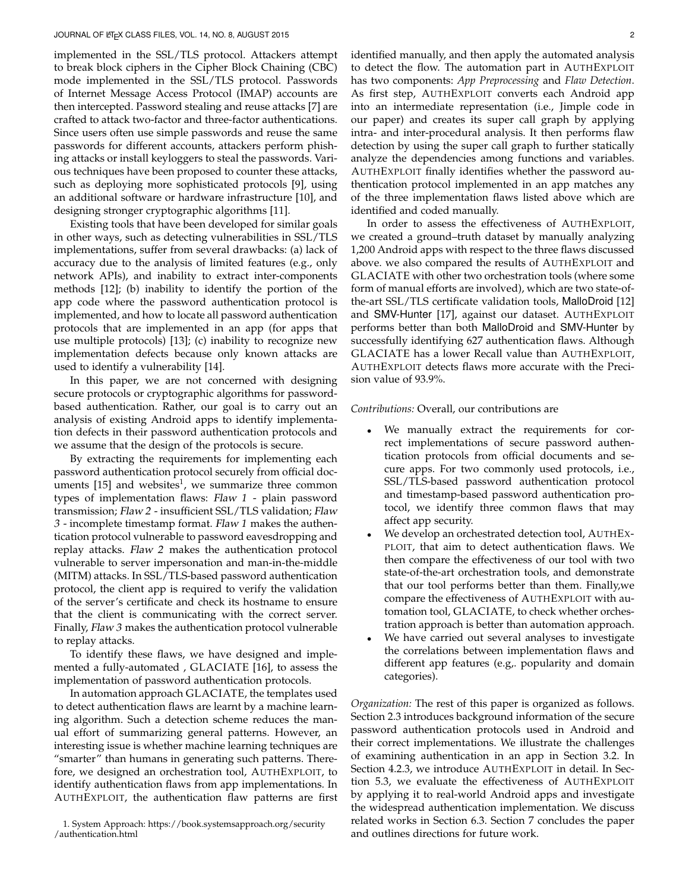implemented in the SSL/TLS protocol. Attackers attempt to break block ciphers in the Cipher Block Chaining (CBC) mode implemented in the SSL/TLS protocol. Passwords of Internet Message Access Protocol (IMAP) accounts are then intercepted. Password stealing and reuse attacks [7] are crafted to attack two-factor and three-factor authentications. Since users often use simple passwords and reuse the same passwords for different accounts, attackers perform phishing attacks or install keyloggers to steal the passwords. Various techniques have been proposed to counter these attacks, such as deploying more sophisticated protocols [9], using an additional software or hardware infrastructure [10], and designing stronger cryptographic algorithms [11].

Existing tools that have been developed for similar goals in other ways, such as detecting vulnerabilities in SSL/TLS implementations, suffer from several drawbacks: (a) lack of accuracy due to the analysis of limited features (e.g., only network APIs), and inability to extract inter-components methods [12]; (b) inability to identify the portion of the app code where the password authentication protocol is implemented, and how to locate all password authentication protocols that are implemented in an app (for apps that use multiple protocols) [13]; (c) inability to recognize new implementation defects because only known attacks are used to identify a vulnerability [14].

In this paper, we are not concerned with designing secure protocols or cryptographic algorithms for password-based authentication. Rather, our goal is to carry out an analysis of existing Android apps to identify implementation defects in their password authentication protocols and we assume that the design of the protocols is secure.

By extracting the requirements for implementing each password authentication protocol securely from official documents [15] and websites[1], we summarize three common types of implementation flaws: *Flaw 1* - plain password transmission; *Flaw 2* - insufficient SSL/TLS validation; *Flaw 3* - incomplete timestamp format. *Flaw 1* makes the authentication protocol vulnerable to password eavesdropping and replay attacks. *Flaw 2* makes the authentication protocol vulnerable to server impersonation and man-in-the-middle (MITM) attacks. In SSL/TLS-based password authentication protocol, the client app is required to verify the validation of the server's certificate and check its hostname to ensure that the client is communicating with the correct server. Finally, *Flaw 3* makes the authentication protocol vulnerable to replay attacks.

To identify these flaws, we have designed and implemented a fully-automated , GLACIATE [16], to assess the implementation of password authentication protocols.

In automation approach GLACIATE, the templates used to detect authentication flaws are learnt by a machine learning algorithm. Such a detection scheme reduces the manual effort of summarizing general patterns. However, an interesting issue is whether machine learning techniques are "smarter" than humans in generating such patterns. Therefore, we designed an orchestration tool, AUTHEXPLOIT, to identify authentication flaws from app implementations. In AUTHEXPLOIT, the authentication flaw patterns are first identified manually, and then apply the automated analysis to detect the flow. The automation part in AUTHEXPLOIT has two components: *App Preprocessing* and *Flaw Detection*. As first step, AUTHEXPLOIT converts each Android app into an intermediate representation (i.e., Jimple code in our paper) and creates its super call graph by applying intra- and inter-procedural analysis. It then performs flaw detection by using the super call graph to further statically analyze the dependencies among functions and variables. AUTHEXPLOIT finally identifies whether the password authentication protocol implemented in an app matches any of the three implementation flaws listed above which are identified and coded manually.

In order to assess the effectiveness of AUTHEXPLOIT, we created a ground–truth dataset by manually analyzing 1,200 Android apps with respect to the three flaws discussed above. we also compared the results of AUTHEXPLOIT and GLACIATE with other two orchestration tools (where some form of manual efforts are involved), which are two state-of-the-art SSL/TLS certificate validation tools, MalloDroid [12] and SMV-Hunter [17], against our dataset. AUTHEXPLOIT performs better than both MalloDroid and SMV-Hunter by successfully identifying 627 authentication flaws. Although GLACIATE has a lower Recall value than AUTHEXPLOIT, AUTHEXPLOIT detects flaws more accurate with the Precision value of 93.9%.

*Contributions:* Overall, our contributions are

- We manually extract the requirements for correct implementations of secure password authentication protocols from official documents and secure apps. For two commonly used protocols, i.e., SSL/TLS-based password authentication protocol and timestamp-based password authentication protocol, we identify three common flaws that may affect app security.
- We develop an orchestrated detection tool, AUTHEXPLOIT, that aim to detect authentication flaws. We then compare the effectiveness of our tool with two state-of-the-art orchestration tools, and demonstrate that our tool performs better than them. Finally,we compare the effectiveness of AUTHEXPLOIT with automation tool, GLACIATE, to check whether orchestration approach is better than automation approach.
- We have carried out several analyses to investigate the correlations between implementation flaws and different app features (e.g,. popularity and domain categories).

*Organization:* The rest of this paper is organized as follows. Section 2.3 introduces background information of the secure password authentication protocols used in Android and their correct implementations. We illustrate the challenges of examining authentication in an app in Section 3.2. In Section 4.2.3, we introduce AUTHEXPLOIT in detail. In Section 5.3, we evaluate the effectiveness of AUTHEXPLOIT by applying it to real-world Android apps and investigate the widespread authentication implementation. We discuss related works in Section 6.3. Section 7 concludes the paper and outlines directions for future work.

1. System Approach: https://book.systemsapproach.org/security/authentication.html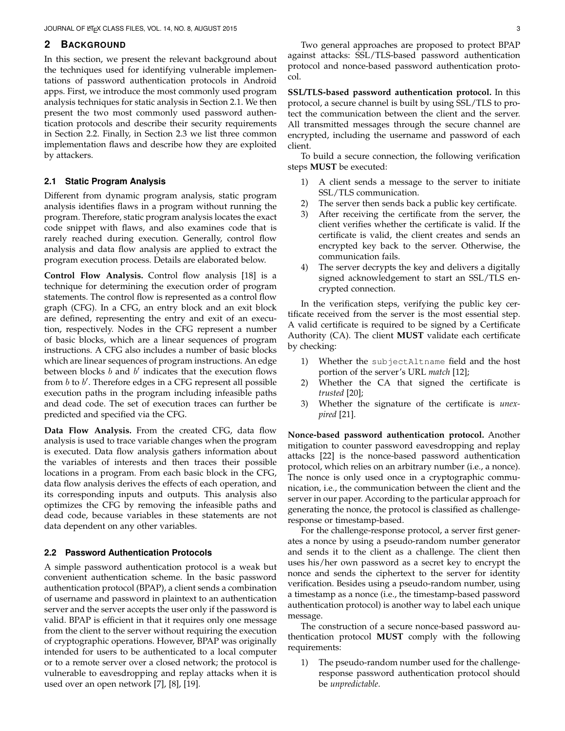## 2 Background

In this section, we present the relevant background about the techniques used for identifying vulnerable implementations of password authentication protocols in Android apps. First, we introduce the most commonly used program analysis techniques for static analysis in Section 2.1. We then present the two most commonly used password authentication protocols and describe their security requirements in Section 2.2. Finally, in Section 2.3 we list three common implementation flaws and describe how they are exploited by attackers.

### 2.1 Static Program Analysis

Different from dynamic program analysis, static program analysis identifies flaws in a program without running the program. Therefore, static program analysis locates the exact code snippet with flaws, and also examines code that is rarely reached during execution. Generally, control flow analysis and data flow analysis are applied to extract the program execution process. Details are elaborated below.

**Control Flow Analysis.** Control flow analysis [18] is a technique for determining the execution order of program statements. The control flow is represented as a control flow graph (CFG). In a CFG, an entry block and an exit block are defined, representing the entry and exit of an execution, respectively. Nodes in the CFG represent a number of basic blocks, which are a linear sequences of program instructions. A CFG also includes a number of basic blocks which are linear sequences of program instructions. An edge between blocks $b$ and $b'$ indicates that the execution flows from $b$ to $b'$. Therefore edges in a CFG represent all possible execution paths in the program including infeasible paths and dead code. The set of execution traces can further be predicted and specified via the CFG.

**Data Flow Analysis.** From the created CFG, data flow analysis is used to trace variable changes when the program is executed. Data flow analysis gathers information about the variables of interests and then traces their possible locations in a program. From each basic block in the CFG, data flow analysis derives the effects of each operation, and its corresponding inputs and outputs. This analysis also optimizes the CFG by removing the infeasible paths and dead code, because variables in these statements are not data dependent on any other variables.

### 2.2 Password Authentication Protocols

A simple password authentication protocol is a weak but convenient authentication scheme. In the basic password authentication protocol (BPAP), a client sends a combination of username and password in plaintext to an authentication server and the server accepts the user only if the password is valid. BPAP is efficient in that it requires only one message from the client to the server without requiring the execution of cryptographic operations. However, BPAP was originally intended for users to be authenticated to a local computer or to a remote server over a closed network; the protocol is vulnerable to eavesdropping and replay attacks when it is used over an open network [7], [8], [19].

Two general approaches are proposed to protect BPAP against attacks: SSL/TLS-based password authentication protocol and nonce-based password authentication protocol.

**SSL/TLS-based password authentication protocol.** In this protocol, a secure channel is built by using SSL/TLS to protect the communication between the client and the server. All transmitted messages through the secure channel are encrypted, including the username and password of each client.

To build a secure connection, the following verification steps **MUST** be executed:

1) A client sends a message to the server to initiate SSL/TLS communication.
2) The server then sends back a public key certificate.
3) After receiving the certificate from the server, the client verifies whether the certificate is valid. If the certificate is valid, the client creates and sends an encrypted key back to the server. Otherwise, the communication fails.
4) The server decrypts the key and delivers a digitally signed acknowledgement to start an SSL/TLS encrypted connection.

In the verification steps, verifying the public key certificate received from the server is the most essential step. A valid certificate is required to be signed by a Certificate Authority (CA). The client **MUST** validate each certificate by checking:

1) Whether the `subjectAltname` field and the host portion of the server's URL *match* [12];
2) Whether the CA that signed the certificate is *trusted* [20];
3) Whether the signature of the certificate is *unexpired* [21].

**Nonce-based password authentication protocol.** Another mitigation to counter password eavesdropping and replay attacks [22] is the nonce-based password authentication protocol, which relies on an arbitrary number (i.e., a nonce). The nonce is only used once in a cryptographic communication, i.e., the communication between the client and the server in our paper. According to the particular approach for generating the nonce, the protocol is classified as challenge-response or timestamp-based.

For the challenge-response protocol, a server first generates a nonce by using a pseudo-random number generator and sends it to the client as a challenge. The client then uses his/her own password as a secret key to encrypt the nonce and sends the ciphertext to the server for identity verification. Besides using a pseudo-random number, using a timestamp as a nonce (i.e., the timestamp-based password authentication protocol) is another way to label each unique message.

The construction of a secure nonce-based password authentication protocol **MUST** comply with the following requirements:

1) The pseudo-random number used for the challenge-response password authentication protocol should be *unpredictable*.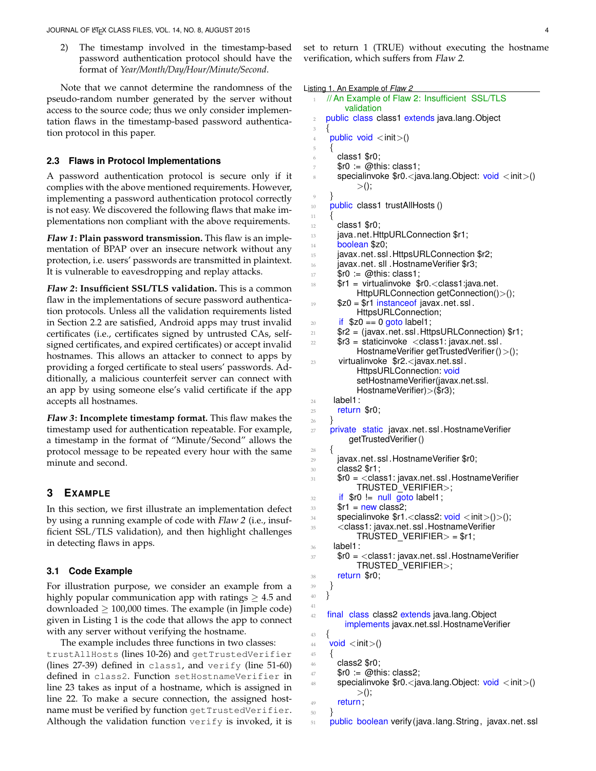2) The timestamp involved in the timestamp-based password authentication protocol should have the format of *Year/Month/Day/Hour/Minute/Second*.

Note that we cannot determine the randomness of the pseudo-random number generated by the server without access to the source code; thus we only consider implementation flaws in the timestamp-based password authentication protocol in this paper.

### 2.3 Flaws in Protocol Implementations

A password authentication protocol is secure only if it complies with the above mentioned requirements. However, implementing a password authentication protocol correctly is not easy. We discovered the following flaws that make implementations non compliant with the above requirements.

***Flaw 1*: Plain password transmission.** This flaw is an implementation of BPAP over an insecure network without any protection, i.e. users' passwords are transmitted in plaintext. It is vulnerable to eavesdropping and replay attacks.

***Flaw 2*: Insufficient SSL/TLS validation.** This is a common flaw in the implementations of secure password authentication protocols. Unless all the validation requirements listed in Section 2.2 are satisfied, Android apps may trust invalid certificates (i.e., certificates signed by untrusted CAs, self-signed certificates, and expired certificates) or accept invalid hostnames. This allows an attacker to connect to apps by providing a forged certificate to steal users' passwords. Additionally, a malicious counterfeit server can connect with an app by using someone else's valid certificate if the app accepts all hostnames.

***Flaw 3*: Incomplete timestamp format.** This flaw makes the timestamp used for authentication repeatable. For example, a timestamp in the format of "Minute/Second" allows the protocol message to be repeated every hour with the same minute and second.

## 3 Example

In this section, we first illustrate an implementation defect by using a running example of code with *Flaw 2* (i.e., insufficient SSL/TLS validation), and then highlight challenges in detecting flaws in apps.

### 3.1 Code Example

For illustration purpose, we consider an example from a highly popular communication app with ratings $\geq$ 4.5 and downloaded $\geq$ 100,000 times. The example (in Jimple code) given in Listing 1 is the code that allows the app to connect with any server without verifying the hostname.

The example includes three functions in two classes: `trustAllHosts` (lines 10-26) and `getTrustedVerifier` (lines 27-39) defined in `class1`, and `verify` (line 51-60) defined in `class2`. Function `setHostnameVerifier` in line 23 takes as input of a hostname, which is assigned in line 22. To make a secure connection, the assigned hostname must be verified by function `getTrustedVerifier`. Although the validation function `verify` is invoked, it is set to return 1 (TRUE) without executing the hostname verification, which suffers from *Flaw 2*.

Listing 1. An Example of *Flaw 2*

```
1  // An Example of Flaw 2: Insufficient SSL/TLS validation
2  public class class1 extends java.lang.Object
3  {
4   public void <init>()
5   {
6     class1 $r0;
7     $r0 := @this: class1;
8     specialinvoke $r0.<java.lang.Object: void <init>()>();
9   }
10  public class1 trustAllHosts ()
11  {
12    class1 $r0;
13    java.net.HttpURLConnection $r1;
14    boolean $z0;
15    javax.net.ssl.HttpsURLConnection $r2;
16    javax.net.sll.HostnameVerifier $r3;
17    $r0 := @this: class1;
18    $r1 = virtualinvoke $r0.<class1:java.net.HttpURLConnection getConnection()>();
19    $z0 = $r1 instanceof javax.net.ssl.HttpsURLConnection;
20    if $z0 == 0 goto label1;
21    $r2 = (javax.net.ssl.HttpsURLConnection) $r1;
22    $r3 = staticinvoke <class1: javax.net.ssl.HostnameVerifier getTrustedVerifier()>();
23    virtualinvoke $r2.<javax.net.ssl.HttpsURLConnection: void setHostnameVerifier(javax.net.ssl.HostnameVerifier)>($r3);
24   label1:
25    return $r0;
26  }
27  private static javax.net.ssl.HostnameVerifier getTrustedVerifier()
28  {
29    javax.net.ssl.HostnameVerifier $r0;
30    class2 $r1;
31    $r0 = <class1: javax.net.ssl.HostnameVerifier TRUSTED_VERIFIER>;
32    if $r0 != null goto label1;
33    $r1 = new class2;
34    specialinvoke $r1.<class2: void <init>()>();
35    <class1: javax.net.ssl.HostnameVerifier TRUSTED_VERIFIER> = $r1;
36   label1:
37    $r0 = <class1: javax.net.ssl.HostnameVerifier TRUSTED_VERIFIER>;
38    return $r0;
39  }
40 }
41
42 final class class2 extends java.lang.Object implements javax.net.ssl.HostnameVerifier
43 {
44  void <init>()
45  {
46    class2 $r0;
47    $r0 := @this: class2;
48    specialinvoke $r0.<java.lang.Object: void <init>()>();
49    return;
50  }
51  public boolean verify(java.lang.String, javax.net.ssl
```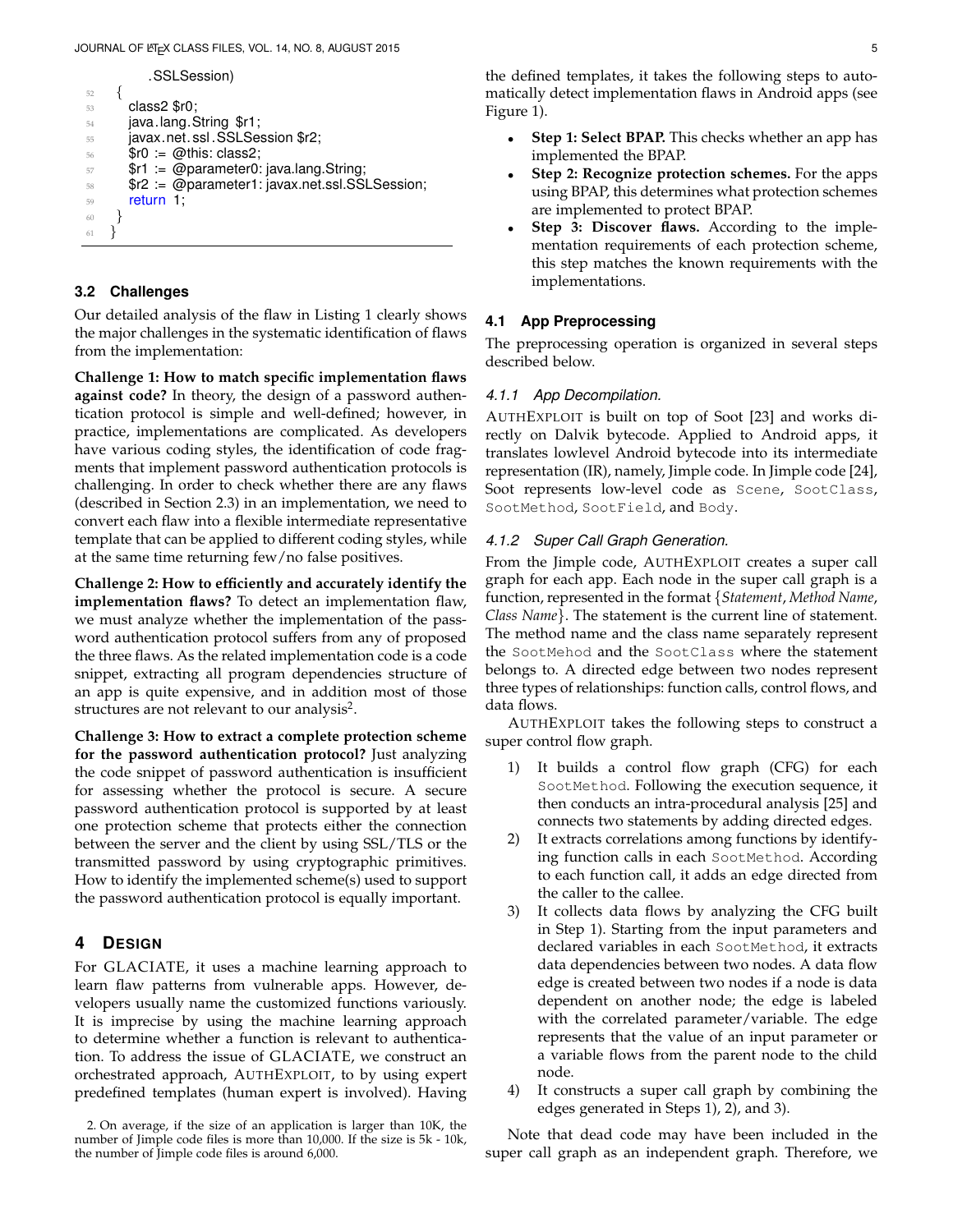```
        .SSLSession)
52  {
53      class2 $r0;
54      java.lang.String $r1;
55      javax.net.ssl.SSLSession $r2;
56      $r0 := @this: class2;
57      $r1 := @parameter0: java.lang.String;
58      $r2 := @parameter1: javax.net.ssl.SSLSession;
59      return 1;
60  }
61  }
```

### 3.2 Challenges

Our detailed analysis of the flaw in Listing 1 clearly shows the major challenges in the systematic identification of flaws from the implementation:

**Challenge 1: How to match specific implementation flaws against code?** In theory, the design of a password authentication protocol is simple and well-defined; however, in practice, implementations are complicated. As developers have various coding styles, the identification of code fragments that implement password authentication protocols is challenging. In order to check whether there are any flaws (described in Section 2.3) in an implementation, we need to convert each flaw into a flexible intermediate representative template that can be applied to different coding styles, while at the same time returning few/no false positives.

**Challenge 2: How to efficiently and accurately identify the implementation flaws?** To detect an implementation flaw, we must analyze whether the implementation of the password authentication protocol suffers from any of proposed the three flaws. As the related implementation code is a code snippet, extracting all program dependencies structure of an app is quite expensive, and in addition most of those structures are not relevant to our analysis[2].

**Challenge 3: How to extract a complete protection scheme for the password authentication protocol?** Just analyzing the code snippet of password authentication is insufficient for assessing whether the protocol is secure. A secure password authentication protocol is supported by at least one protection scheme that protects either the connection between the server and the client by using SSL/TLS or the transmitted password by using cryptographic primitives. How to identify the implemented scheme(s) used to support the password authentication protocol is equally important.

## 4 Design

For GLACIATE, it uses a machine learning approach to learn flaw patterns from vulnerable apps. However, developers usually name the customized functions variously. It is imprecise by using the machine learning approach to determine whether a function is relevant to authentication. To address the issue of GLACIATE, we construct an orchestrated approach, AUTHEXPLOIT, to by using expert predefined templates (human expert is involved). Having the defined templates, it takes the following steps to automatically detect implementation flaws in Android apps (see Figure 1).

- **Step 1: Select BPAP.** This checks whether an app has implemented the BPAP.
- **Step 2: Recognize protection schemes.** For the apps using BPAP, this determines what protection schemes are implemented to protect BPAP.
- **Step 3: Discover flaws.** According to the implementation requirements of each protection scheme, this step matches the known requirements with the implementations.

### 4.1 App Preprocessing

The preprocessing operation is organized in several steps described below.

#### 4.1.1 *App Decompilation.*

AUTHEXPLOIT is built on top of Soot [23] and works directly on Dalvik bytecode. Applied to Android apps, it translates lowlevel Android bytecode into its intermediate representation (IR), namely, Jimple code. In Jimple code [24], Soot represents low-level code as `Scene`, `SootClass`, `SootMethod`, `SootField`, and `Body`.

#### 4.1.2 *Super Call Graph Generation.*

From the Jimple code, AUTHEXPLOIT creates a super call graph for each app. Each node in the super call graph is a function, represented in the format {*Statement*, *Method Name*, *Class Name*}. The statement is the current line of statement. The method name and the class name separately represent the `SootMehod` and the `SootClass` where the statement belongs to. A directed edge between two nodes represent three types of relationships: function calls, control flows, and data flows.

AUTHEXPLOIT takes the following steps to construct a super control flow graph.

1) It builds a control flow graph (CFG) for each `SootMethod`. Following the execution sequence, it then conducts an intra-procedural analysis [25] and connects two statements by adding directed edges.
2) It extracts correlations among functions by identifying function calls in each `SootMethod`. According to each function call, it adds an edge directed from the caller to the callee.
3) It collects data flows by analyzing the CFG built in Step 1). Starting from the input parameters and declared variables in each `SootMethod`, it extracts data dependencies between two nodes. A data flow edge is created between two nodes if a node is data dependent on another node; the edge is labeled with the correlated parameter/variable. The edge represents that the value of an input parameter or a variable flows from the parent node to the child node.
4) It constructs a super call graph by combining the edges generated in Steps 1), 2), and 3).

Note that dead code may have been included in the super call graph as an independent graph. Therefore, we

2. On average, if the size of an application is larger than 10K, the number of Jimple code files is more than 10,000. If the size is 5k - 10k, the number of Jimple code files is around 6,000.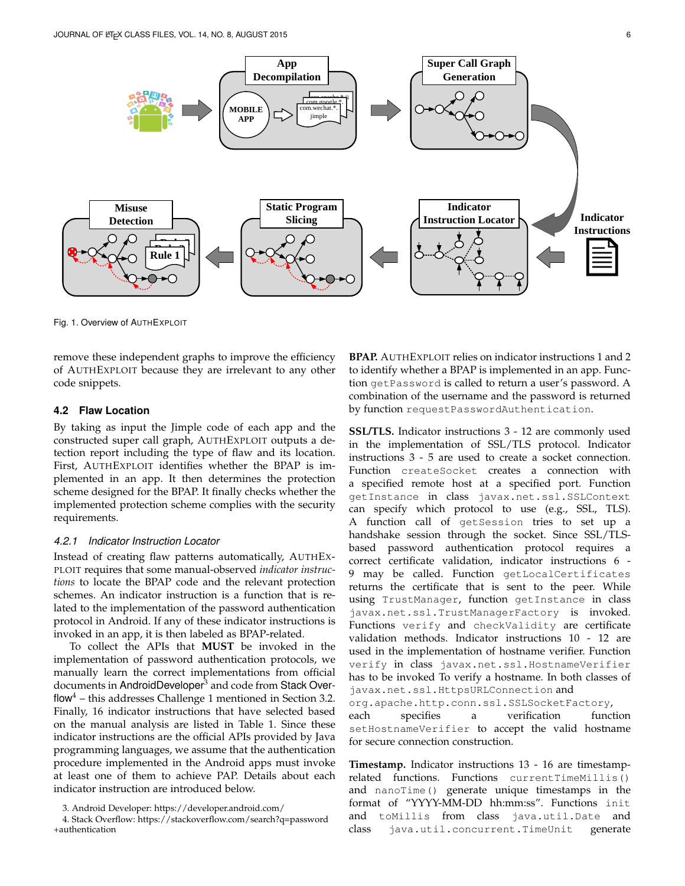Fig. 1. Overview of AUTHEXPLOIT

remove these independent graphs to improve the efficiency of AUTHEXPLOIT because they are irrelevant to any other code snippets.

### 4.2 Flaw Location

By taking as input the Jimple code of each app and the constructed super call graph, AUTHEXPLOIT outputs a detection report including the type of flaw and its location. First, AUTHEXPLOIT identifies whether the BPAP is implemented in an app. It then determines the protection scheme designed for the BPAP. It finally checks whether the implemented protection scheme complies with the security requirements.

#### *4.2.1 Indicator Instruction Locator*

Instead of creating flaw patterns automatically, AUTHEXPLOIT requires that some manual-observed *indicator instructions* to locate the BPAP code and the relevant protection schemes. An indicator instruction is a function that is related to the implementation of the password authentication protocol in Android. If any of these indicator instructions is invoked in an app, it is then labeled as BPAP-related.

To collect the APIs that **MUST** be invoked in the implementation of password authentication protocols, we manually learn the correct implementations from official documents in AndroidDeveloper[3] and code from Stack Overflow[4] – this addresses Challenge 1 mentioned in Section 3.2. Finally, 16 indicator instructions that have selected based on the manual analysis are listed in Table 1. Since these indicator instructions are the official APIs provided by Java programming languages, we assume that the authentication procedure implemented in the Android apps must invoke at least one of them to achieve PAP. Details about each indicator instruction are introduced below.

3. Android Developer: https://developer.android.com/
4. Stack Overflow: https://stackoverflow.com/search?q=password+authentication

**BPAP.** AUTHEXPLOIT relies on indicator instructions 1 and 2 to identify whether a BPAP is implemented in an app. Function `getPassword` is called to return a user's password. A combination of the username and the password is returned by function `requestPasswordAuthentication`.

**SSL/TLS.** Indicator instructions 3 - 12 are commonly used in the implementation of SSL/TLS protocol. Indicator instructions 3 - 5 are used to create a socket connection. Function `createSocket` creates a connection with a specified remote host at a specified port. Function `getInstance` in class `javax.net.ssl.SSLContext` can specify which protocol to use (e.g., SSL, TLS). A function call of `getSession` tries to set up a handshake session through the socket. Since SSL/TLS-based password authentication protocol requires a correct certificate validation, indicator instructions 6 - 9 may be called. Function `getLocalCertificates` returns the certificate that is sent to the peer. While using `TrustManager`, function `getInstance` in class `javax.net.ssl.TrustManagerFactory` is invoked. Functions `verify` and `checkValidity` are certificate validation methods. Indicator instructions 10 - 12 are used in the implementation of hostname verifier. Function `verify` in class `javax.net.ssl.HostnameVerifier` has to be invoked To verify a hostname. In both classes of `javax.net.ssl.HttpsURLConnection` and `org.apache.http.conn.ssl.SSLSocketFactory`, each specifies a verification function `setHostnameVerifier` to accept the valid hostname for secure connection construction.

**Timestamp.** Indicator instructions 13 - 16 are timestamp-related functions. Functions `currentTimeMillis()` and `nanoTime()` generate unique timestamps in the format of "YYYY-MM-DD hh:mm:ss". Functions `init` and `toMillis` from class `java.util.Date` and class `java.util.concurrent.TimeUnit` generate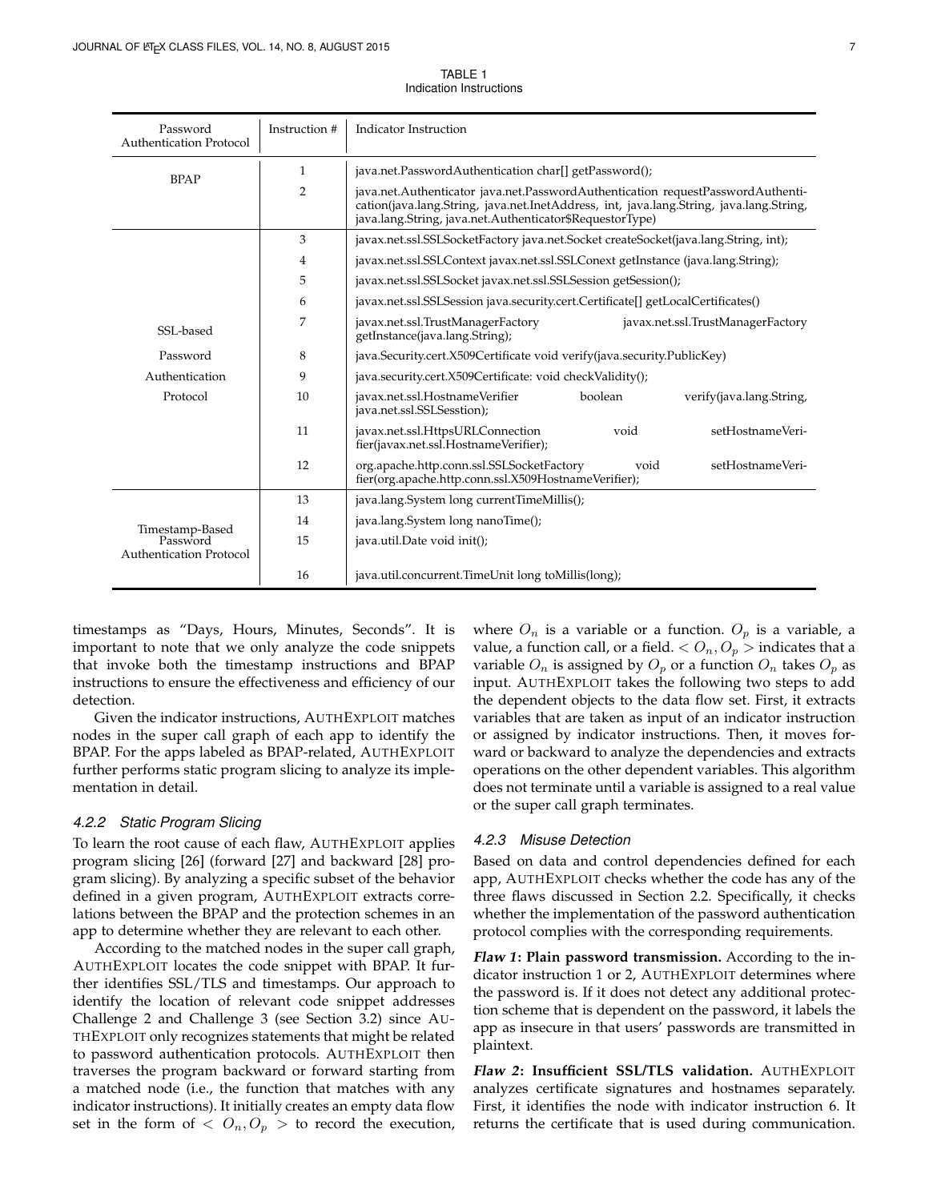TABLE 1
Indication Instructions

| Password Authentication Protocol | Instruction # | Indicator Instruction |
|---|---|---|
| BPAP | 1 | java.net.PasswordAuthentication char[] getPassword(); |
| | 2 | java.net.Authenticator java.net.PasswordAuthentication requestPasswordAuthentication(java.lang.String, java.net.InetAddress, int, java.lang.String, java.lang.String, java.lang.String, java.net.Authenticator$RequestorType) |
| SSL-based Password Authentication Protocol | 3 | javax.net.ssl.SSLSocketFactory java.net.Socket createSocket(java.lang.String, int); |
| | 4 | javax.net.ssl.SSLContext javax.net.ssl.SSLConext getInstance (java.lang.String); |
| | 5 | javax.net.ssl.SSLSocket javax.net.ssl.SSLSession getSession(); |
| | 6 | javax.net.ssl.SSLSession java.security.cert.Certificate[] getLocalCertificates() |
| | 7 | javax.net.ssl.TrustManagerFactory javax.net.ssl.TrustManagerFactory getInstance(java.lang.String); |
| | 8 | java.Security.cert.X509Certificate void verify(java.security.PublicKey) |
| | 9 | java.security.cert.X509Certificate: void checkValidity(); |
| | 10 | javax.net.ssl.HostnameVerifier boolean verify(java.lang.String, java.net.ssl.SSLSesstion); |
| | 11 | javax.net.ssl.HttpsURLConnection void setHostnameVerifier(javax.net.ssl.HostnameVerifier); |
| | 12 | org.apache.http.conn.ssl.SSLSocketFactory void setHostnameVerifier(org.apache.http.conn.ssl.X509HostnameVerifier); |
| Timestamp-Based Password Authentication Protocol | 13 | java.lang.System long currentTimeMillis(); |
| | 14 | java.lang.System long nanoTime(); |
| | 15 | java.util.Date void init(); |
| | 16 | java.util.concurrent.TimeUnit long toMillis(long); |

timestamps as "Days, Hours, Minutes, Seconds". It is important to note that we only analyze the code snippets that invoke both the timestamp instructions and BPAP instructions to ensure the effectiveness and efficiency of our detection.

Given the indicator instructions, AUTHEXPLOIT matches nodes in the super call graph of each app to identify the BPAP. For the apps labeled as BPAP-related, AUTHEXPLOIT further performs static program slicing to analyze its implementation in detail.

#### 4.2.2 Static Program Slicing

To learn the root cause of each flaw, AUTHEXPLOIT applies program slicing [26] (forward [27] and backward [28] program slicing). By analyzing a specific subset of the behavior defined in a given program, AUTHEXPLOIT extracts correlations between the BPAP and the protection schemes in an app to determine whether they are relevant to each other.

According to the matched nodes in the super call graph, AUTHEXPLOIT locates the code snippet with BPAP. It further identifies SSL/TLS and timestamps. Our approach to identify the location of relevant code snippet addresses Challenge 2 and Challenge 3 (see Section 3.2) since AUTHEXPLOIT only recognizes statements that might be related to password authentication protocols. AUTHEXPLOIT then traverses the program backward or forward starting from a matched node (i.e., the function that matches with any indicator instructions). It initially creates an empty data flow set in the form of $< O_n, O_p >$ to record the execution, where $O_n$ is a variable or a function. $O_p$ is a variable, a value, a function call, or a field. $< O_n, O_p >$ indicates that a variable $O_n$ is assigned by $O_p$ or a function $O_n$ takes $O_p$ as input. AUTHEXPLOIT takes the following two steps to add the dependent objects to the data flow set. First, it extracts variables that are taken as input of an indicator instruction or assigned by indicator instructions. Then, it moves forward or backward to analyze the dependencies and extracts operations on the other dependent variables. This algorithm does not terminate until a variable is assigned to a real value or the super call graph terminates.

#### 4.2.3 Misuse Detection

Based on data and control dependencies defined for each app, AUTHEXPLOIT checks whether the code has any of the three flaws discussed in Section 2.2. Specifically, it checks whether the implementation of the password authentication protocol complies with the corresponding requirements.

***Flaw 1*: Plain password transmission.** According to the indicator instruction 1 or 2, AUTHEXPLOIT determines where the password is. If it does not detect any additional protection scheme that is dependent on the password, it labels the app as insecure in that users' passwords are transmitted in plaintext.

***Flaw 2*: Insufficient SSL/TLS validation.** AUTHEXPLOIT analyzes certificate signatures and hostnames separately. First, it identifies the node with indicator instruction 6. It returns the certificate that is used during communication.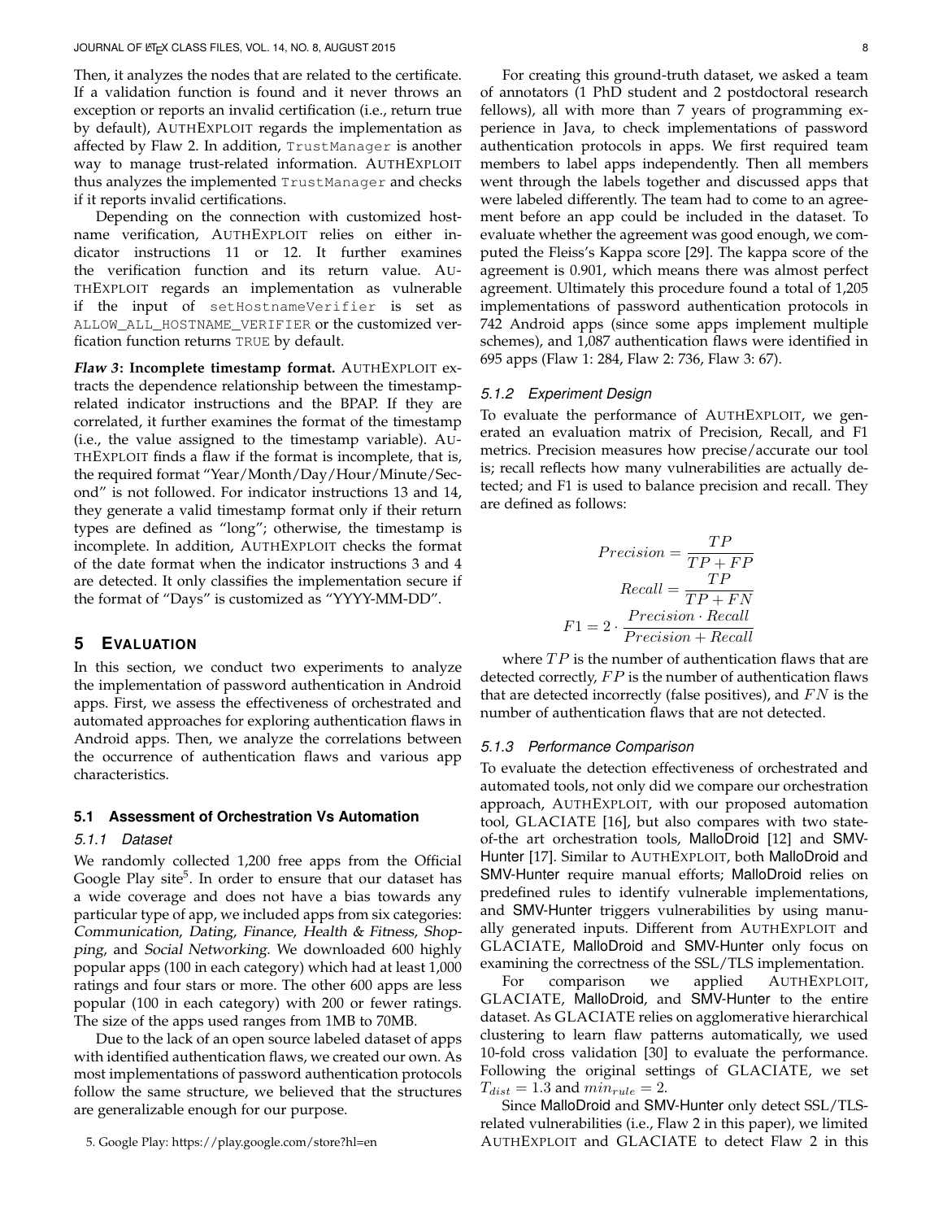Then, it analyzes the nodes that are related to the certificate. If a validation function is found and it never throws an exception or reports an invalid certification (i.e., return true by default), AUTHEXPLOIT regards the implementation as affected by Flaw 2. In addition, `TrustManager` is another way to manage trust-related information. AUTHEXPLOIT thus analyzes the implemented `TrustManager` and checks if it reports invalid certifications.

Depending on the connection with customized hostname verification, AUTHEXPLOIT relies on either indicator instructions 11 or 12. It further examines the verification function and its return value. AUTHEXPLOIT regards an implementation as vulnerable if the input of `setHostnameVerifier` is set as `ALLOW_ALL_HOSTNAME_VERIFIER` or the customized verfication function returns `TRUE` by default.

***Flaw 3*: Incomplete timestamp format.** AUTHEXPLOIT extracts the dependence relationship between the timestamp-related indicator instructions and the BPAP. If they are correlated, it further examines the format of the timestamp (i.e., the value assigned to the timestamp variable). AUTHEXPLOIT finds a flaw if the format is incomplete, that is, the required format "Year/Month/Day/Hour/Minute/Second" is not followed. For indicator instructions 13 and 14, they generate a valid timestamp format only if their return types are defined as "long"; otherwise, the timestamp is incomplete. In addition, AUTHEXPLOIT checks the format of the date format when the indicator instructions 3 and 4 are detected. It only classifies the implementation secure if the format of "Days" is customized as "YYYY-MM-DD".

## 5 EVALUATION

In this section, we conduct two experiments to analyze the implementation of password authentication in Android apps. First, we assess the effectiveness of orchestrated and automated approaches for exploring authentication flaws in Android apps. Then, we analyze the correlations between the occurrence of authentication flaws and various app characteristics.

### 5.1 Assessment of Orchestration Vs Automation

#### 5.1.1 Dataset

We randomly collected 1,200 free apps from the Official Google Play site[5]. In order to ensure that our dataset has a wide coverage and does not have a bias towards any particular type of app, we included apps from six categories: *Communication*, *Dating*, *Finance*, *Health & Fitness*, *Shopping*, and *Social Networking*. We downloaded 600 highly popular apps (100 in each category) which had at least 1,000 ratings and four stars or more. The other 600 apps are less popular (100 in each category) with 200 or fewer ratings. The size of the apps used ranges from 1MB to 70MB.

Due to the lack of an open source labeled dataset of apps with identified authentication flaws, we created our own. As most implementations of password authentication protocols follow the same structure, we believed that the structures are generalizable enough for our purpose.

For creating this ground-truth dataset, we asked a team of annotators (1 PhD student and 2 postdoctoral research fellows), all with more than 7 years of programming experience in Java, to check implementations of password authentication protocols in apps. We first required team members to label apps independently. Then all members went through the labels together and discussed apps that were labeled differently. The team had to come to an agreement before an app could be included in the dataset. To evaluate whether the agreement was good enough, we computed the Fleiss's Kappa score [29]. The kappa score of the agreement is 0.901, which means there was almost perfect agreement. Ultimately this procedure found a total of 1,205 implementations of password authentication protocols in 742 Android apps (since some apps implement multiple schemes), and 1,087 authentication flaws were identified in 695 apps (Flaw 1: 284, Flaw 2: 736, Flaw 3: 67).

#### 5.1.2 Experiment Design

To evaluate the performance of AUTHEXPLOIT, we generated an evaluation matrix of Precision, Recall, and F1 metrics. Precision measures how precise/accurate our tool is; recall reflects how many vulnerabilities are actually detected; and F1 is used to balance precision and recall. They are defined as follows:

$$Precision = \frac{TP}{TP + FP}$$

$$Recall = \frac{TP}{TP + FN}$$

$$F1 = 2 \cdot \frac{Precision \cdot Recall}{Precision + Recall}$$

where $TP$ is the number of authentication flaws that are detected correctly, $FP$ is the number of authentication flaws that are detected incorrectly (false positives), and $FN$ is the number of authentication flaws that are not detected.

#### 5.1.3 Performance Comparison

To evaluate the detection effectiveness of orchestrated and automated tools, not only did we compare our orchestration approach, AUTHEXPLOIT, with our proposed automation tool, GLACIATE [16], but also compares with two state-of-the art orchestration tools, MalloDroid [12] and SMV-Hunter [17]. Similar to AUTHEXPLOIT, both MalloDroid and SMV-Hunter require manual efforts; MalloDroid relies on predefined rules to identify vulnerable implementations, and SMV-Hunter triggers vulnerabilities by using manually generated inputs. Different from AUTHEXPLOIT and GLACIATE, MalloDroid and SMV-Hunter only focus on examining the correctness of the SSL/TLS implementation.

For comparison we applied AUTHEXPLOIT, GLACIATE, MalloDroid, and SMV-Hunter to the entire dataset. As GLACIATE relies on agglomerative hierarchical clustering to learn flaw patterns automatically, we used 10-fold cross validation [30] to evaluate the performance. Following the original settings of GLACIATE, we set $T_{dist} = 1.3$ and $min_{rule} = 2$.

Since MalloDroid and SMV-Hunter only detect SSL/TLS-related vulnerabilities (i.e., Flaw 2 in this paper), we limited AUTHEXPLOIT and GLACIATE to detect Flaw 2 in this

5. Google Play: https://play.google.com/store?hl=en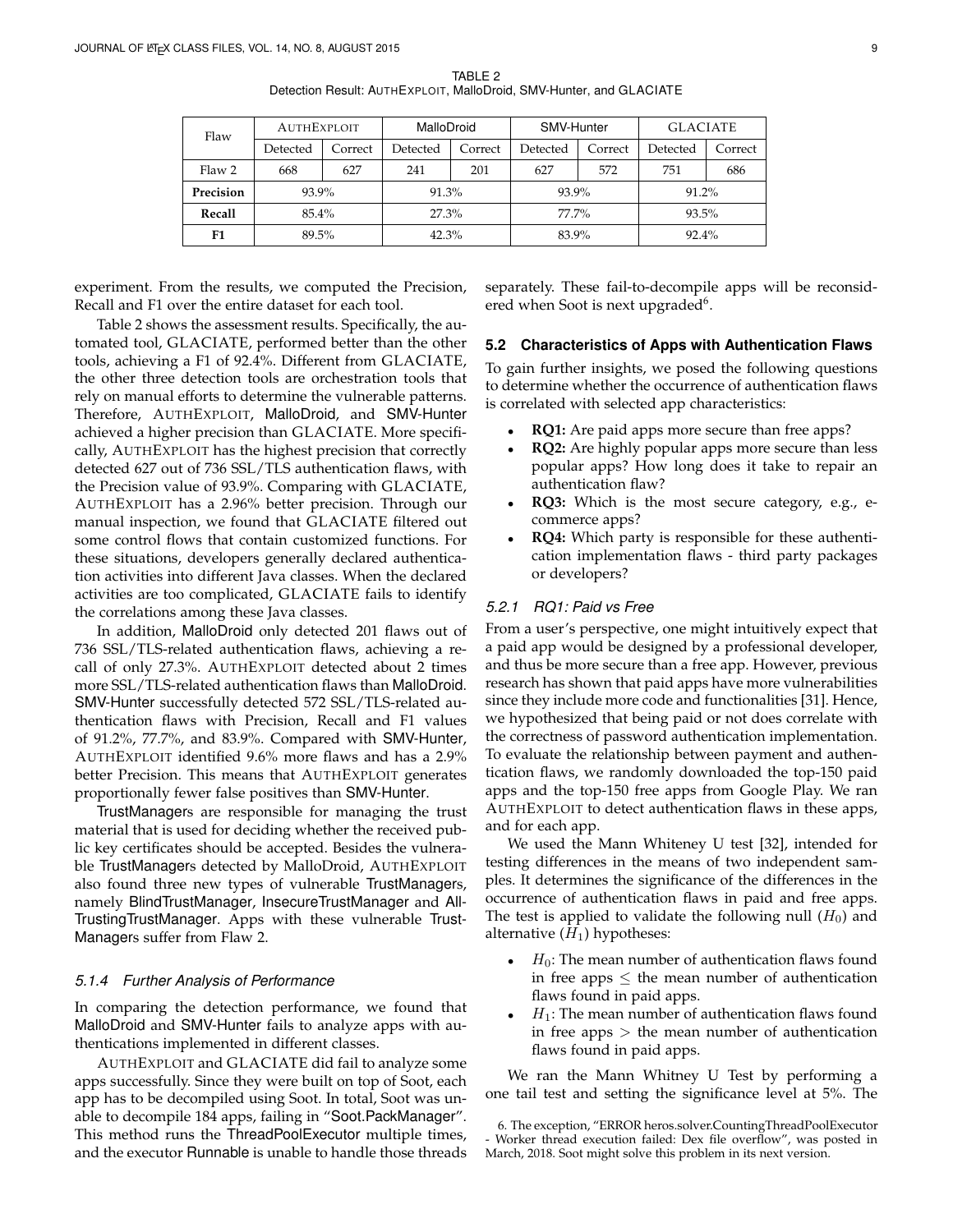TABLE 2
Detection Result: AUTHEXPLOIT, MalloDroid, SMV-Hunter, and GLACIATE

| Flaw | AUTHEXPLOIT | | MalloDroid | | SMV-Hunter | | GLACIATE | |
|---|---|---|---|---|---|---|---|---|
| | Detected | Correct | Detected | Correct | Detected | Correct | Detected | Correct |
| Flaw 2 | 668 | 627 | 241 | 201 | 627 | 572 | 751 | 686 |
| **Precision** | 93.9% | | 91.3% | | 93.9% | | 91.2% | |
| **Recall** | 85.4% | | 27.3% | | 77.7% | | 93.5% | |
| **F1** | 89.5% | | 42.3% | | 83.9% | | 92.4% | |

experiment. From the results, we computed the Precision, Recall and F1 over the entire dataset for each tool.

Table 2 shows the assessment results. Specifically, the automated tool, GLACIATE, performed better than the other tools, achieving a F1 of 92.4%. Different from GLACIATE, the other three detection tools are orchestration tools that rely on manual efforts to determine the vulnerable patterns. Therefore, AUTHEXPLOIT, MalloDroid, and SMV-Hunter achieved a higher precision than GLACIATE. More specifically, AUTHEXPLOIT has the highest precision that correctly detected 627 out of 736 SSL/TLS authentication flaws, with the Precision value of 93.9%. Comparing with GLACIATE, AUTHEXPLOIT has a 2.96% better precision. Through our manual inspection, we found that GLACIATE filtered out some control flows that contain customized functions. For these situations, developers generally declared authentication activities into different Java classes. When the declared activities are too complicated, GLACIATE fails to identify the correlations among these Java classes.

In addition, MalloDroid only detected 201 flaws out of 736 SSL/TLS-related authentication flaws, achieving a recall of only 27.3%. AUTHEXPLOIT detected about 2 times more SSL/TLS-related authentication flaws than MalloDroid. SMV-Hunter successfully detected 572 SSL/TLS-related authentication flaws with Precision, Recall and F1 values of 91.2%, 77.7%, and 83.9%. Compared with SMV-Hunter, AUTHEXPLOIT identified 9.6% more flaws and has a 2.9% better Precision. This means that AUTHEXPLOIT generates proportionally fewer false positives than SMV-Hunter.

TrustManagers are responsible for managing the trust material that is used for deciding whether the received public key certificates should be accepted. Besides the vulnerable TrustManagers detected by MalloDroid, AUTHEXPLOIT also found three new types of vulnerable TrustManagers, namely BlindTrustManager, InsecureTrustManager and AllTrustingTrustManager. Apps with these vulnerable TrustManagers suffer from Flaw 2.

#### 5.1.4 Further Analysis of Performance

In comparing the detection performance, we found that MalloDroid and SMV-Hunter fails to analyze apps with authentications implemented in different classes.

AUTHEXPLOIT and GLACIATE did fail to analyze some apps successfully. Since they were built on top of Soot, each app has to be decompiled using Soot. In total, Soot was unable to decompile 184 apps, failing in "Soot.PackManager". This method runs the ThreadPoolExecutor multiple times, and the executor Runnable is unable to handle those threads separately. These fail-to-decompile apps will be reconsidered when Soot is next upgraded[6].

### 5.2 Characteristics of Apps with Authentication Flaws

To gain further insights, we posed the following questions to determine whether the occurrence of authentication flaws is correlated with selected app characteristics:

- **RQ1:** Are paid apps more secure than free apps?
- **RQ2:** Are highly popular apps more secure than less popular apps? How long does it take to repair an authentication flaw?
- **RQ3:** Which is the most secure category, e.g., e-commerce apps?
- **RQ4:** Which party is responsible for these authentication implementation flaws - third party packages or developers?

#### 5.2.1 RQ1: Paid vs Free

From a user's perspective, one might intuitively expect that a paid app would be designed by a professional developer, and thus be more secure than a free app. However, previous research has shown that paid apps have more vulnerabilities since they include more code and functionalities [31]. Hence, we hypothesized that being paid or not does correlate with the correctness of password authentication implementation. To evaluate the relationship between payment and authentication flaws, we randomly downloaded the top-150 paid apps and the top-150 free apps from Google Play. We ran AUTHEXPLOIT to detect authentication flaws in these apps, and for each app.

We used the Mann Whiteney U test [32], intended for testing differences in the means of two independent samples. It determines the significance of the differences in the occurrence of authentication flaws in paid and free apps. The test is applied to validate the following null ($H_0$) and alternative ($H_1$) hypotheses:

- $H_0$: The mean number of authentication flaws found in free apps $\leq$ the mean number of authentication flaws found in paid apps.
- $H_1$: The mean number of authentication flaws found in free apps $>$ the mean number of authentication flaws found in paid apps.

We ran the Mann Whitney U Test by performing a one tail test and setting the significance level at 5%. The

6. The exception, "ERROR heros.solver.CountingThreadPoolExecutor - Worker thread execution failed: Dex file overflow", was posted in March, 2018. Soot might solve this problem in its next version.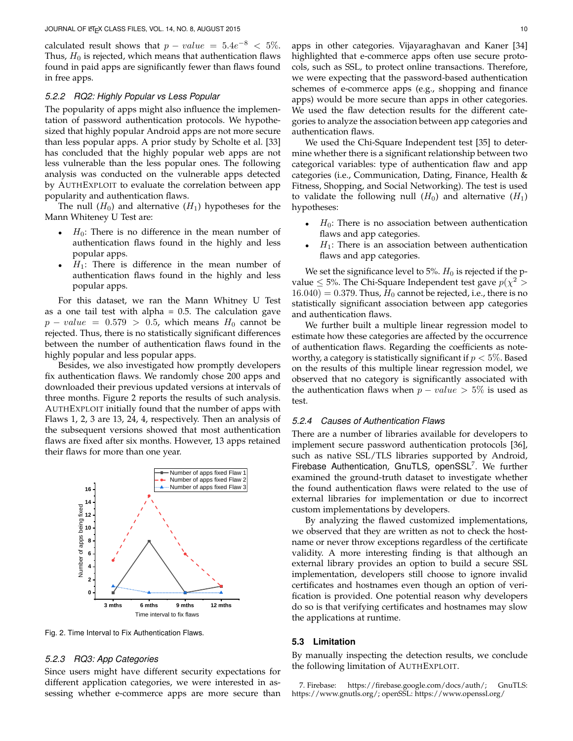calculated result shows that $p - value = 5.4e^{-8} < 5\%$. Thus, $H_0$ is rejected, which means that authentication flaws found in paid apps are significantly fewer than flaws found in free apps.

#### 5.2.2 RQ2: Highly Popular vs Less Popular

The popularity of apps might also influence the implementation of password authentication protocols. We hypothesized that highly popular Android apps are not more secure than less popular apps. A prior study by Scholte et al. [33] has concluded that the highly popular web apps are not less vulnerable than the less popular ones. The following analysis was conducted on the vulnerable apps detected by AUTHEXPLOIT to evaluate the correlation between app popularity and authentication flaws.

The null ($H_0$) and alternative ($H_1$) hypotheses for the Mann Whiteney U Test are:

- $H_0$: There is no difference in the mean number of authentication flaws found in the highly and less popular apps.
- $H_1$: There is difference in the mean number of authentication flaws found in the highly and less popular apps.

For this dataset, we ran the Mann Whitney U Test as a one tail test with alpha = 0.5. The calculation gave $p - value = 0.579 > 0.5$, which means $H_0$ cannot be rejected. Thus, there is no statistically significant differences between the number of authentication flaws found in the highly popular and less popular apps.

Besides, we also investigated how promptly developers fix authentication flaws. We randomly chose 200 apps and downloaded their previous updated versions at intervals of three months. Figure 2 reports the results of such analysis. AUTHEXPLOIT initially found that the number of apps with Flaws 1, 2, 3 are 13, 24, 4, respectively. Then an analysis of the subsequent versions showed that most authentication flaws are fixed after six months. However, 13 apps retained their flaws for more than one year.

Fig. 2. Time Interval to Fix Authentication Flaws.

#### 5.2.3 RQ3: App Categories

Since users might have different security expectations for different application categories, we were interested in assessing whether e-commerce apps are more secure than apps in other categories. Vijayaraghavan and Kaner [34] highlighted that e-commerce apps often use secure protocols, such as SSL, to protect online transactions. Therefore, we were expecting that the password-based authentication schemes of e-commerce apps (e.g., shopping and finance apps) would be more secure than apps in other categories. We used the flaw detection results for the different categories to analyze the association between app categories and authentication flaws.

We used the Chi-Square Independent test [35] to determine whether there is a significant relationship between two categorical variables: type of authentication flaw and app categories (i.e., Communication, Dating, Finance, Health & Fitness, Shopping, and Social Networking). The test is used to validate the following null ($H_0$) and alternative ($H_1$) hypotheses:

- $H_0$: There is no association between authentication flaws and app categories.
- $H_1$: There is an association between authentication flaws and app categories.

We set the significance level to 5%. $H_0$ is rejected if the p-value $\leq$ 5%. The Chi-Square Independent test gave $p(\chi^2 > 16.040) = 0.379$. Thus, $H_0$ cannot be rejected, i.e., there is no statistically significant association between app categories and authentication flaws.

We further built a multiple linear regression model to estimate how these categories are affected by the occurrence of authentication flaws. Regarding the coefficients as noteworthy, a category is statistically significant if $p < 5\%$. Based on the results of this multiple linear regression model, we observed that no category is significantly associated with the authentication flaws when $p - value > 5\%$ is used as test.

#### 5.2.4 Causes of Authentication Flaws

There are a number of libraries available for developers to implement secure password authentication protocols [36], such as native SSL/TLS libraries supported by Android, Firebase Authentication, GnuTLS, openSSL[7]. We further examined the ground-truth dataset to investigate whether the found authentication flaws were related to the use of external libraries for implementation or due to incorrect custom implementations by developers.

By analyzing the flawed customized implementations, we observed that they are written as not to check the hostname or never throw exceptions regardless of the certificate validity. A more interesting finding is that although an external library provides an option to build a secure SSL implementation, developers still choose to ignore invalid certificates and hostnames even though an option of verification is provided. One potential reason why developers do so is that verifying certificates and hostnames may slow the applications at runtime.

### 5.3 Limitation

By manually inspecting the detection results, we conclude the following limitation of AUTHEXPLOIT.

7. Firebase: https://firebase.google.com/docs/auth/; GnuTLS: https://www.gnutls.org/; openSSL: https://www.openssl.org/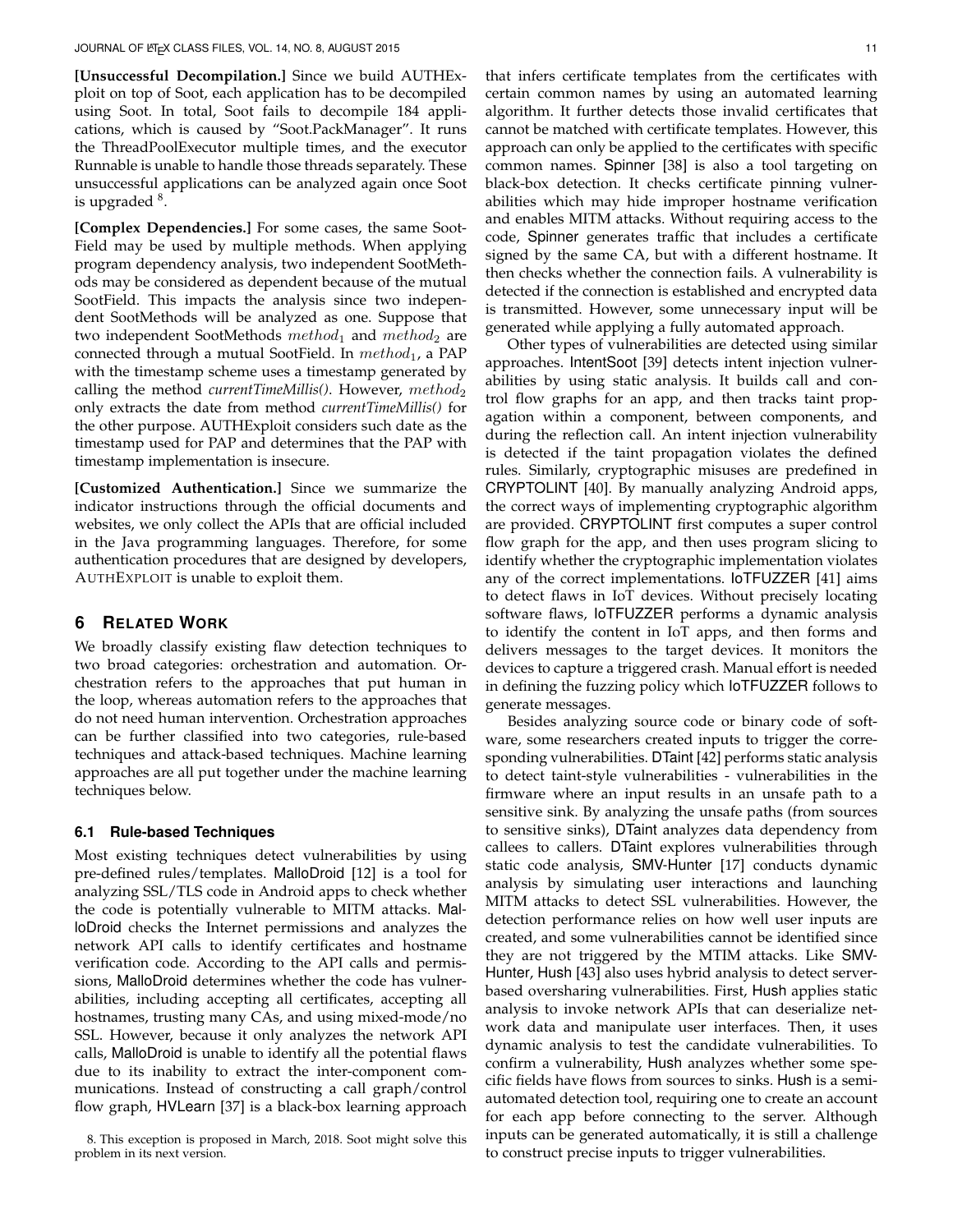**[Unsuccessful Decompilation.]** Since we build AUTHExploit on top of Soot, each application has to be decompiled using Soot. In total, Soot fails to decompile 184 applications, which is caused by "Soot.PackManager". It runs the ThreadPoolExecutor multiple times, and the executor Runnable is unable to handle those threads separately. These unsuccessful applications can be analyzed again once Soot is upgraded [8].

**[Complex Dependencies.]** For some cases, the same SootField may be used by multiple methods. When applying program dependency analysis, two independent SootMethods may be considered as dependent because of the mutual SootField. This impacts the analysis since two independent SootMethods will be analyzed as one. Suppose that two independent SootMethods $method_1$ and $method_2$ are connected through a mutual SootField. In $method_1$, a PAP with the timestamp scheme uses a timestamp generated by calling the method *currentTimeMillis()*. However, $method_2$ only extracts the date from method *currentTimeMillis()* for the other purpose. AUTHExploit considers such date as the timestamp used for PAP and determines that the PAP with timestamp implementation is insecure.

**[Customized Authentication.]** Since we summarize the indicator instructions through the official documents and websites, we only collect the APIs that are official included in the Java programming languages. Therefore, for some authentication procedures that are designed by developers, AUTHEXPLOIT is unable to exploit them.

## 6 Related Work

We broadly classify existing flaw detection techniques to two broad categories: orchestration and automation. Orchestration refers to the approaches that put human in the loop, whereas automation refers to the approaches that do not need human intervention. Orchestration approaches can be further classified into two categories, rule-based techniques and attack-based techniques. Machine learning approaches are all put together under the machine learning techniques below.

### 6.1 Rule-based Techniques

Most existing techniques detect vulnerabilities by using pre-defined rules/templates. MalloDroid [12] is a tool for analyzing SSL/TLS code in Android apps to check whether the code is potentially vulnerable to MITM attacks. MalloDroid checks the Internet permissions and analyzes the network API calls to identify certificates and hostname verification code. According to the API calls and permissions, MalloDroid determines whether the code has vulnerabilities, including accepting all certificates, accepting all hostnames, trusting many CAs, and using mixed-mode/no SSL. However, because it only analyzes the network API calls, MalloDroid is unable to identify all the potential flaws due to its inability to extract the inter-component communications. Instead of constructing a call graph/control flow graph, HVLearn [37] is a black-box learning approach that infers certificate templates from the certificates with certain common names by using an automated learning algorithm. It further detects those invalid certificates that cannot be matched with certificate templates. However, this approach can only be applied to the certificates with specific common names. Spinner [38] is also a tool targeting on black-box detection. It checks certificate pinning vulnerabilities which may hide improper hostname verification and enables MITM attacks. Without requiring access to the code, Spinner generates traffic that includes a certificate signed by the same CA, but with a different hostname. It then checks whether the connection fails. A vulnerability is detected if the connection is established and encrypted data is transmitted. However, some unnecessary input will be generated while applying a fully automated approach.

Other types of vulnerabilities are detected using similar approaches. IntentSoot [39] detects intent injection vulnerabilities by using static analysis. It builds call and control flow graphs for an app, and then tracks taint propagation within a component, between components, and during the reflection call. An intent injection vulnerability is detected if the taint propagation violates the defined rules. Similarly, cryptographic misuses are predefined in CRYPTOLINT [40]. By manually analyzing Android apps, the correct ways of implementing cryptographic algorithm are provided. CRYPTOLINT first computes a super control flow graph for the app, and then uses program slicing to identify whether the cryptographic implementation violates any of the correct implementations. IoTFUZZER [41] aims to detect flaws in IoT devices. Without precisely locating software flaws, IoTFUZZER performs a dynamic analysis to identify the content in IoT apps, and then forms and delivers messages to the target devices. It monitors the devices to capture a triggered crash. Manual effort is needed in defining the fuzzing policy which IoTFUZZER follows to generate messages.

Besides analyzing source code or binary code of software, some researchers created inputs to trigger the corresponding vulnerabilities. DTaint [42] performs static analysis to detect taint-style vulnerabilities - vulnerabilities in the firmware where an input results in an unsafe path to a sensitive sink. By analyzing the unsafe paths (from sources to sensitive sinks), DTaint analyzes data dependency from callees to callers. DTaint explores vulnerabilities through static code analysis, SMV-Hunter [17] conducts dynamic analysis by simulating user interactions and launching MITM attacks to detect SSL vulnerabilities. However, the detection performance relies on how well user inputs are created, and some vulnerabilities cannot be identified since they are not triggered by the MTIM attacks. Like SMV-Hunter, Hush [43] also uses hybrid analysis to detect server-based oversharing vulnerabilities. First, Hush applies static analysis to invoke network APIs that can deserialize network data and manipulate user interfaces. Then, it uses dynamic analysis to test the candidate vulnerabilities. To confirm a vulnerability, Hush analyzes whether some specific fields have flows from sources to sinks. Hush is a semi-automated detection tool, requiring one to create an account for each app before connecting to the server. Although inputs can be generated automatically, it is still a challenge to construct precise inputs to trigger vulnerabilities.

8. This exception is proposed in March, 2018. Soot might solve this problem in its next version.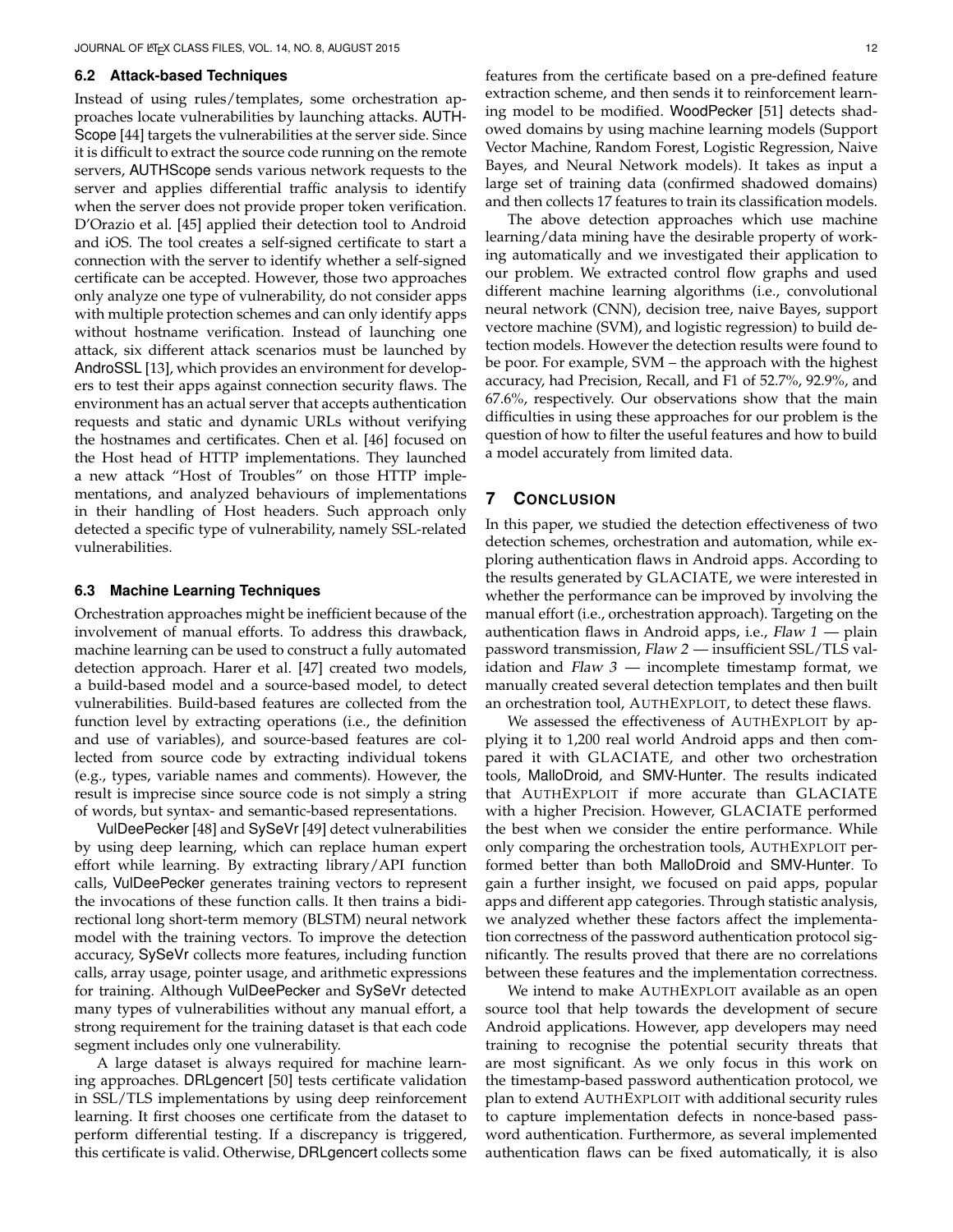### 6.2 Attack-based Techniques

Instead of using rules/templates, some orchestration approaches locate vulnerabilities by launching attacks. AUTHScope [44] targets the vulnerabilities at the server side. Since it is difficult to extract the source code running on the remote servers, AUTHScope sends various network requests to the server and applies differential traffic analysis to identify when the server does not provide proper token verification. D'Orazio et al. [45] applied their detection tool to Android and iOS. The tool creates a self-signed certificate to start a connection with the server to identify whether a self-signed certificate can be accepted. However, those two approaches only analyze one type of vulnerability, do not consider apps with multiple protection schemes and can only identify apps without hostname verification. Instead of launching one attack, six different attack scenarios must be launched by AndroSSL [13], which provides an environment for developers to test their apps against connection security flaws. The environment has an actual server that accepts authentication requests and static and dynamic URLs without verifying the hostnames and certificates. Chen et al. [46] focused on the Host head of HTTP implementations. They launched a new attack "Host of Troubles" on those HTTP implementations, and analyzed behaviours of implementations in their handling of Host headers. Such approach only detected a specific type of vulnerability, namely SSL-related vulnerabilities.

### 6.3 Machine Learning Techniques

Orchestration approaches might be inefficient because of the involvement of manual efforts. To address this drawback, machine learning can be used to construct a fully automated detection approach. Harer et al. [47] created two models, a build-based model and a source-based model, to detect vulnerabilities. Build-based features are collected from the function level by extracting operations (i.e., the definition and use of variables), and source-based features are collected from source code by extracting individual tokens (e.g., types, variable names and comments). However, the result is imprecise since source code is not simply a string of words, but syntax- and semantic-based representations.

VulDeePecker [48] and SySeVr [49] detect vulnerabilities by using deep learning, which can replace human expert effort while learning. By extracting library/API function calls, VulDeePecker generates training vectors to represent the invocations of these function calls. It then trains a bidirectional long short-term memory (BLSTM) neural network model with the training vectors. To improve the detection accuracy, SySeVr collects more features, including function calls, array usage, pointer usage, and arithmetic expressions for training. Although VulDeePecker and SySeVr detected many types of vulnerabilities without any manual effort, a strong requirement for the training dataset is that each code segment includes only one vulnerability.

A large dataset is always required for machine learning approaches. DRLgencert [50] tests certificate validation in SSL/TLS implementations by using deep reinforcement learning. It first chooses one certificate from the dataset to perform differential testing. If a discrepancy is triggered, this certificate is valid. Otherwise, DRLgencert collects some features from the certificate based on a pre-defined feature extraction scheme, and then sends it to reinforcement learning model to be modified. WoodPecker [51] detects shadowed domains by using machine learning models (Support Vector Machine, Random Forest, Logistic Regression, Naive Bayes, and Neural Network models). It takes as input a large set of training data (confirmed shadowed domains) and then collects 17 features to train its classification models.

The above detection approaches which use machine learning/data mining have the desirable property of working automatically and we investigated their application to our problem. We extracted control flow graphs and used different machine learning algorithms (i.e., convolutional neural network (CNN), decision tree, naive Bayes, support vectore machine (SVM), and logistic regression) to build detection models. However the detection results were found to be poor. For example, SVM – the approach with the highest accuracy, had Precision, Recall, and F1 of 52.7%, 92.9%, and 67.6%, respectively. Our observations show that the main difficulties in using these approaches for our problem is the question of how to filter the useful features and how to build a model accurately from limited data.

## 7 Conclusion

In this paper, we studied the detection effectiveness of two detection schemes, orchestration and automation, while exploring authentication flaws in Android apps. According to the results generated by GLACIATE, we were interested in whether the performance can be improved by involving the manual effort (i.e., orchestration approach). Targeting on the authentication flaws in Android apps, i.e., *Flaw 1* — plain password transmission, *Flaw 2* — insufficient SSL/TLS validation and *Flaw 3* — incomplete timestamp format, we manually created several detection templates and then built an orchestration tool, AUTHEXPLOIT, to detect these flaws.

We assessed the effectiveness of AUTHEXPLOIT by applying it to 1,200 real world Android apps and then compared it with GLACIATE, and other two orchestration tools, MalloDroid, and SMV-Hunter. The results indicated that AUTHEXPLOIT if more accurate than GLACIATE with a higher Precision. However, GLACIATE performed the best when we consider the entire performance. While only comparing the orchestration tools, AUTHEXPLOIT performed better than both MalloDroid and SMV-Hunter. To gain a further insight, we focused on paid apps, popular apps and different app categories. Through statistic analysis, we analyzed whether these factors affect the implementation correctness of the password authentication protocol significantly. The results proved that there are no correlations between these features and the implementation correctness.

We intend to make AUTHEXPLOIT available as an open source tool that help towards the development of secure Android applications. However, app developers may need training to recognise the potential security threats that are most significant. As we only focus in this work on the timestamp-based password authentication protocol, we plan to extend AUTHEXPLOIT with additional security rules to capture implementation defects in nonce-based password authentication. Furthermore, as several implemented authentication flaws can be fixed automatically, it is also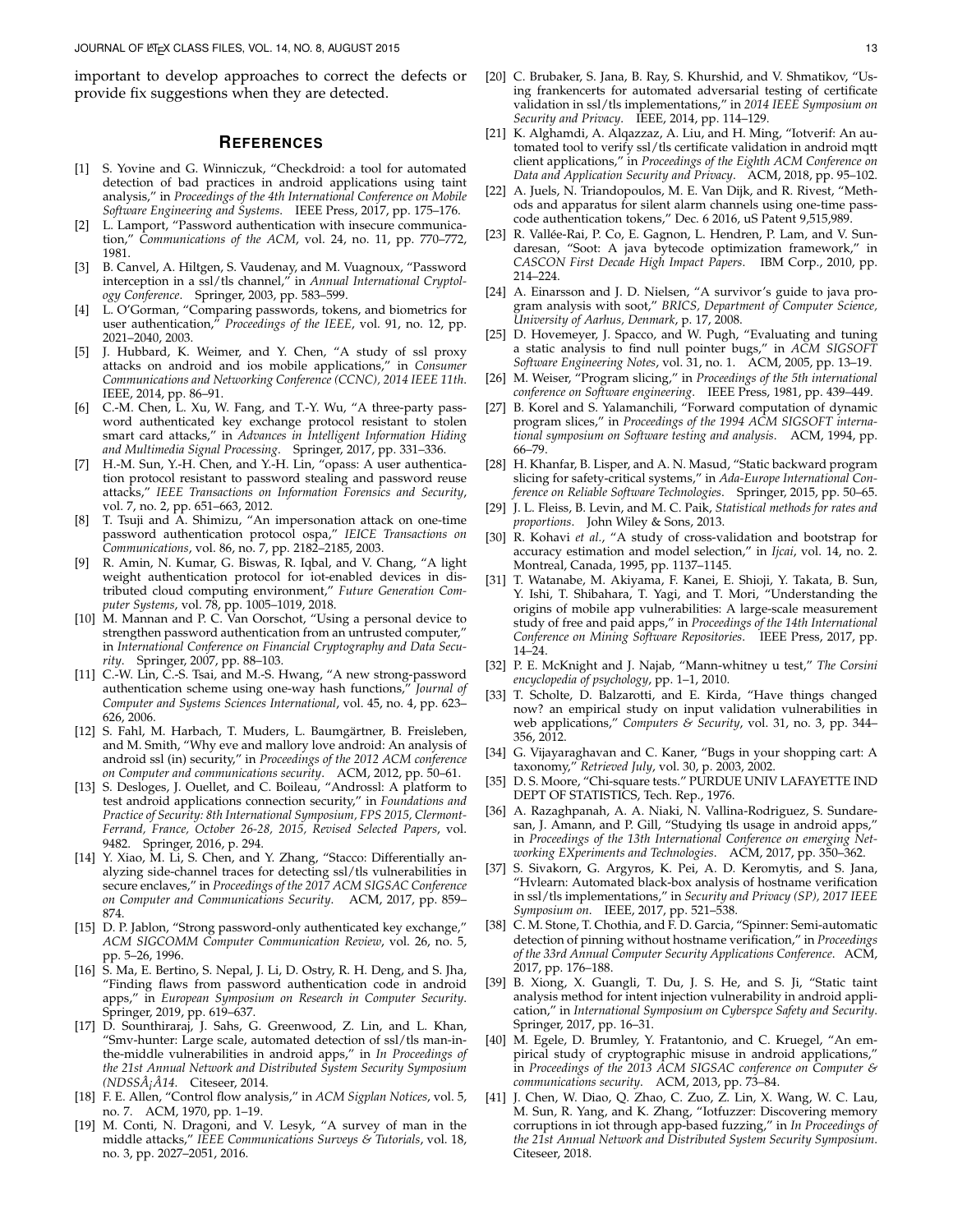important to develop approaches to correct the defects or provide fix suggestions when they are detected.

## REFERENCES

[1] S. Yovine and G. Winniczuk, "Checkdroid: a tool for automated detection of bad practices in android applications using taint analysis," in *Proceedings of the 4th International Conference on Mobile Software Engineering and Systems*. IEEE Press, 2017, pp. 175–176.

[2] L. Lamport, "Password authentication with insecure communication," *Communications of the ACM*, vol. 24, no. 11, pp. 770–772, 1981.

[3] B. Canvel, A. Hiltgen, S. Vaudenay, and M. Vuagnoux, "Password interception in a ssl/tls channel," in *Annual International Cryptology Conference*. Springer, 2003, pp. 583–599.

[4] L. O'Gorman, "Comparing passwords, tokens, and biometrics for user authentication," *Proceedings of the IEEE*, vol. 91, no. 12, pp. 2021–2040, 2003.

[5] J. Hubbard, K. Weimer, and Y. Chen, "A study of ssl proxy attacks on android and ios mobile applications," in *Consumer Communications and Networking Conference (CCNC), 2014 IEEE 11th*. IEEE, 2014, pp. 86–91.

[6] C.-M. Chen, L. Xu, W. Fang, and T.-Y. Wu, "A three-party password authenticated key exchange protocol resistant to stolen smart card attacks," in *Advances in Intelligent Information Hiding and Multimedia Signal Processing*. Springer, 2017, pp. 331–336.

[7] H.-M. Sun, Y.-H. Chen, and Y.-H. Lin, "opass: A user authentication protocol resistant to password stealing and password reuse attacks," *IEEE Transactions on Information Forensics and Security*, vol. 7, no. 2, pp. 651–663, 2012.

[8] T. Tsuji and A. Shimizu, "An impersonation attack on one-time password authentication protocol ospa," *IEICE Transactions on Communications*, vol. 86, no. 7, pp. 2182–2185, 2003.

[9] R. Amin, N. Kumar, G. Biswas, R. Iqbal, and V. Chang, "A light weight authentication protocol for iot-enabled devices in distributed cloud computing environment," *Future Generation Computer Systems*, vol. 78, pp. 1005–1019, 2018.

[10] M. Mannan and P. C. Van Oorschot, "Using a personal device to strengthen password authentication from an untrusted computer," in *International Conference on Financial Cryptography and Data Security*. Springer, 2007, pp. 88–103.

[11] C.-W. Lin, C.-S. Tsai, and M.-S. Hwang, "A new strong-password authentication scheme using one-way hash functions," *Journal of Computer and Systems Sciences International*, vol. 45, no. 4, pp. 623–626, 2006.

[12] S. Fahl, M. Harbach, T. Muders, L. Baumgärtner, B. Freisleben, and M. Smith, "Why eve and mallory love android: An analysis of android ssl (in) security," in *Proceedings of the 2012 ACM conference on Computer and communications security*. ACM, 2012, pp. 50–61.

[13] S. Desloges, J. Ouellet, and C. Boileau, "Androssl: A platform to test android applications connection security," in *Foundations and Practice of Security: 8th International Symposium, FPS 2015, Clermont-Ferrand, France, October 26-28, 2015, Revised Selected Papers*, vol. 9482. Springer, 2016, p. 294.

[14] Y. Xiao, M. Li, S. Chen, and Y. Zhang, "Stacco: Differentially analyzing side-channel traces for detecting ssl/tls vulnerabilities in secure enclaves," in *Proceedings of the 2017 ACM SIGSAC Conference on Computer and Communications Security*. ACM, 2017, pp. 859–874.

[15] D. P. Jablon, "Strong password-only authenticated key exchange," *ACM SIGCOMM Computer Communication Review*, vol. 26, no. 5, pp. 5–26, 1996.

[16] S. Ma, E. Bertino, S. Nepal, J. Li, D. Ostry, R. H. Deng, and S. Jha, "Finding flaws from password authentication code in android apps," in *European Symposium on Research in Computer Security*. Springer, 2019, pp. 619–637.

[17] D. Sounthiraraj, J. Sahs, G. Greenwood, Z. Lin, and L. Khan, "Smv-hunter: Large scale, automated detection of ssl/tls man-in-the-middle vulnerabilities in android apps," in *In Proceedings of the 21st Annual Network and Distributed System Security Symposium (NDSSÂ¡Â14*. Citeseer, 2014.

[18] F. E. Allen, "Control flow analysis," in *ACM Sigplan Notices*, vol. 5, no. 7. ACM, 1970, pp. 1–19.

[19] M. Conti, N. Dragoni, and V. Lesyk, "A survey of man in the middle attacks," *IEEE Communications Surveys & Tutorials*, vol. 18, no. 3, pp. 2027–2051, 2016.

[20] C. Brubaker, S. Jana, B. Ray, S. Khurshid, and V. Shmatikov, "Using frankencerts for automated adversarial testing of certificate validation in ssl/tls implementations," in *2014 IEEE Symposium on Security and Privacy*. IEEE, 2014, pp. 114–129.

[21] K. Alghamdi, A. Alqazzaz, A. Liu, and H. Ming, "Iotverif: An automated tool to verify ssl/tls certificate validation in android mqtt client applications," in *Proceedings of the Eighth ACM Conference on Data and Application Security and Privacy*. ACM, 2018, pp. 95–102.

[22] A. Juels, N. Triandopoulos, M. E. Van Dijk, and R. Rivest, "Methods and apparatus for silent alarm channels using one-time passcode authentication tokens," Dec. 6 2016, uS Patent 9,515,989.

[23] R. Vallée-Rai, P. Co, E. Gagnon, L. Hendren, P. Lam, and V. Sundaresan, "Soot: A java bytecode optimization framework," in *CASCON First Decade High Impact Papers*. IBM Corp., 2010, pp. 214–224.

[24] A. Einarsson and J. D. Nielsen, "A survivor's guide to java program analysis with soot," *BRICS, Department of Computer Science, University of Aarhus, Denmark*, p. 17, 2008.

[25] D. Hovemeyer, J. Spacco, and W. Pugh, "Evaluating and tuning a static analysis to find null pointer bugs," in *ACM SIGSOFT Software Engineering Notes*, vol. 31, no. 1. ACM, 2005, pp. 13–19.

[26] M. Weiser, "Program slicing," in *Proceedings of the 5th international conference on Software engineering*. IEEE Press, 1981, pp. 439–449.

[27] B. Korel and S. Yalamanchili, "Forward computation of dynamic program slices," in *Proceedings of the 1994 ACM SIGSOFT international symposium on Software testing and analysis*. ACM, 1994, pp. 66–79.

[28] H. Khanfar, B. Lisper, and A. N. Masud, "Static backward program slicing for safety-critical systems," in *Ada-Europe International Conference on Reliable Software Technologies*. Springer, 2015, pp. 50–65.

[29] J. L. Fleiss, B. Levin, and M. C. Paik, *Statistical methods for rates and proportions*. John Wiley & Sons, 2013.

[30] R. Kohavi *et al.*, "A study of cross-validation and bootstrap for accuracy estimation and model selection," in *Ijcai*, vol. 14, no. 2. Montreal, Canada, 1995, pp. 1137–1145.

[31] T. Watanabe, M. Akiyama, F. Kanei, E. Shioji, Y. Takata, B. Sun, Y. Ishi, T. Shibahara, T. Yagi, and T. Mori, "Understanding the origins of mobile app vulnerabilities: A large-scale measurement study of free and paid apps," in *Proceedings of the 14th International Conference on Mining Software Repositories*. IEEE Press, 2017, pp. 14–24.

[32] P. E. McKnight and J. Najab, "Mann-whitney u test," *The Corsini encyclopedia of psychology*, pp. 1–1, 2010.

[33] T. Scholte, D. Balzarotti, and E. Kirda, "Have things changed now? an empirical study on input validation vulnerabilities in web applications," *Computers & Security*, vol. 31, no. 3, pp. 344–356, 2012.

[34] G. Vijayaraghavan and C. Kaner, "Bugs in your shopping cart: A taxonomy," *Retrieved July*, vol. 30, p. 2003, 2002.

[35] D. S. Moore, "Chi-square tests." PURDUE UNIV LAFAYETTE IND DEPT OF STATISTICS, Tech. Rep., 1976.

[36] A. Razaghpanah, A. A. Niaki, N. Vallina-Rodriguez, S. Sundaresan, J. Amann, and P. Gill, "Studying tls usage in android apps," in *Proceedings of the 13th International Conference on emerging Networking EXperiments and Technologies*. ACM, 2017, pp. 350–362.

[37] S. Sivakorn, G. Argyros, K. Pei, A. D. Keromytis, and S. Jana, "Hvlearn: Automated black-box analysis of hostname verification in ssl/tls implementations," in *Security and Privacy (SP), 2017 IEEE Symposium on*. IEEE, 2017, pp. 521–538.

[38] C. M. Stone, T. Chothia, and F. D. Garcia, "Spinner: Semi-automatic detection of pinning without hostname verification," in *Proceedings of the 33rd Annual Computer Security Applications Conference*. ACM, 2017, pp. 176–188.

[39] B. Xiong, X. Guangli, T. Du, J. S. He, and S. Ji, "Static taint analysis method for intent injection vulnerability in android application," in *International Symposium on Cyberspce Safety and Security*. Springer, 2017, pp. 16–31.

[40] M. Egele, D. Brumley, Y. Fratantonio, and C. Kruegel, "An empirical study of cryptographic misuse in android applications," in *Proceedings of the 2013 ACM SIGSAC conference on Computer & communications security*. ACM, 2013, pp. 73–84.

[41] J. Chen, W. Diao, Q. Zhao, C. Zuo, Z. Lin, X. Wang, W. C. Lau, M. Sun, R. Yang, and K. Zhang, "Iotfuzzer: Discovering memory corruptions in iot through app-based fuzzing," in *In Proceedings of the 21st Annual Network and Distributed System Security Symposium*. Citeseer, 2018.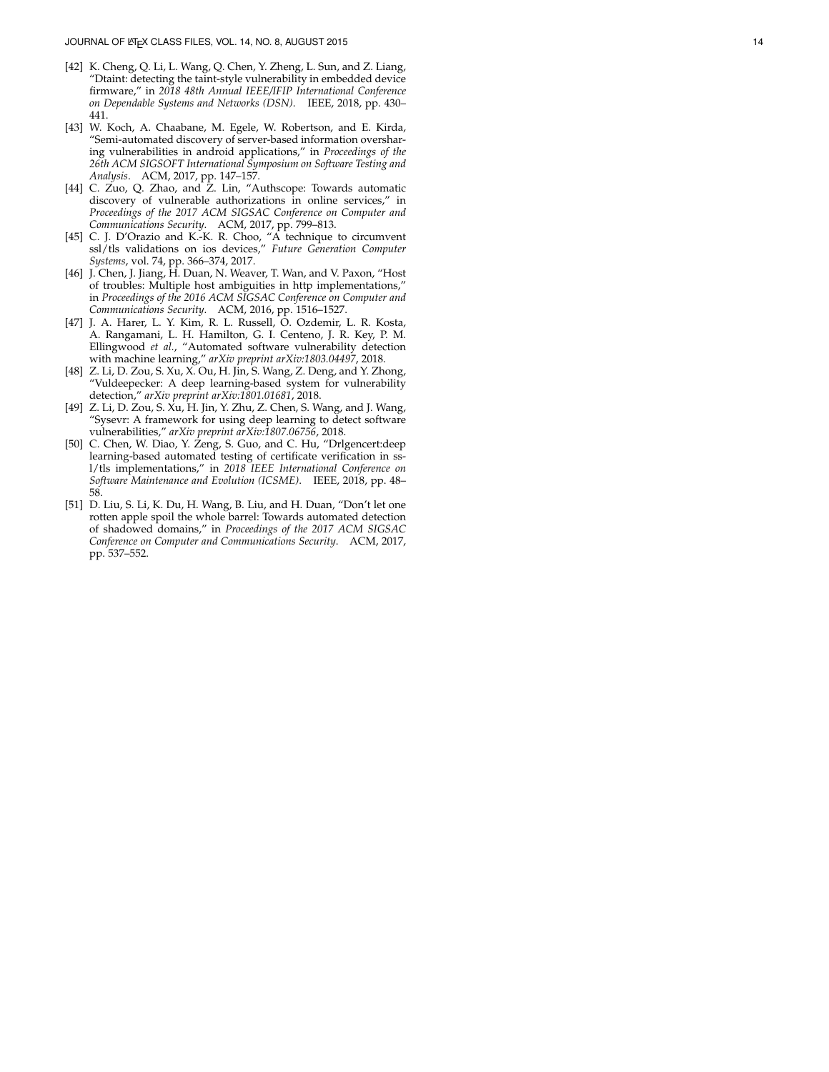[42] K. Cheng, Q. Li, L. Wang, Q. Chen, Y. Zheng, L. Sun, and Z. Liang, "Dtaint: detecting the taint-style vulnerability in embedded device firmware," in *2018 48th Annual IEEE/IFIP International Conference on Dependable Systems and Networks (DSN)*. IEEE, 2018, pp. 430–441.

[43] W. Koch, A. Chaabane, M. Egele, W. Robertson, and E. Kirda, "Semi-automated discovery of server-based information oversharing vulnerabilities in android applications," in *Proceedings of the 26th ACM SIGSOFT International Symposium on Software Testing and Analysis*. ACM, 2017, pp. 147–157.

[44] C. Zuo, Q. Zhao, and Z. Lin, "Authscope: Towards automatic discovery of vulnerable authorizations in online services," in *Proceedings of the 2017 ACM SIGSAC Conference on Computer and Communications Security*. ACM, 2017, pp. 799–813.

[45] C. J. D'Orazio and K.-K. R. Choo, "A technique to circumvent ssl/tls validations on ios devices," *Future Generation Computer Systems*, vol. 74, pp. 366–374, 2017.

[46] J. Chen, J. Jiang, H. Duan, N. Weaver, T. Wan, and V. Paxon, "Host of troubles: Multiple host ambiguities in http implementations," in *Proceedings of the 2016 ACM SIGSAC Conference on Computer and Communications Security*. ACM, 2016, pp. 1516–1527.

[47] J. A. Harer, L. Y. Kim, R. L. Russell, O. Ozdemir, L. R. Kosta, A. Rangamani, L. H. Hamilton, G. I. Centeno, J. R. Key, P. M. Ellingwood *et al.*, "Automated software vulnerability detection with machine learning," *arXiv preprint arXiv:1803.04497*, 2018.

[48] Z. Li, D. Zou, S. Xu, X. Ou, H. Jin, S. Wang, Z. Deng, and Y. Zhong, "Vuldeepecker: A deep learning-based system for vulnerability detection," *arXiv preprint arXiv:1801.01681*, 2018.

[49] Z. Li, D. Zou, S. Xu, H. Jin, Y. Zhu, Z. Chen, S. Wang, and J. Wang, "Sysevr: A framework for using deep learning to detect software vulnerabilities," *arXiv preprint arXiv:1807.06756*, 2018.

[50] C. Chen, W. Diao, Y. Zeng, S. Guo, and C. Hu, "Drlgencert:deep learning-based automated testing of certificate verification in ssl/tls implementations," in *2018 IEEE International Conference on Software Maintenance and Evolution (ICSME)*. IEEE, 2018, pp. 48–58.

[51] D. Liu, S. Li, K. Du, H. Wang, B. Liu, and H. Duan, "Don't let one rotten apple spoil the whole barrel: Towards automated detection of shadowed domains," in *Proceedings of the 2017 ACM SIGSAC Conference on Computer and Communications Security*. ACM, 2017, pp. 537–552.